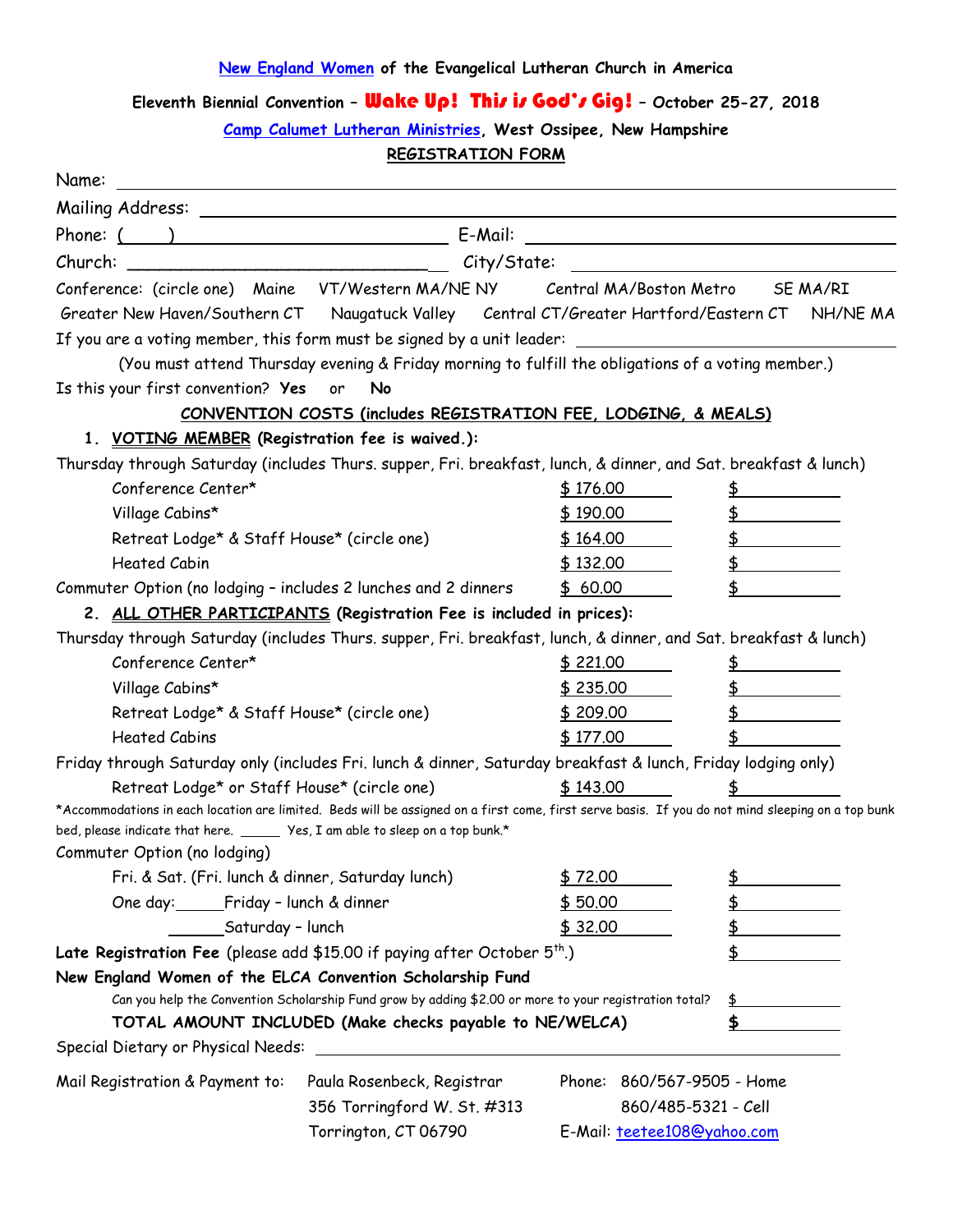New England Women of the Evangelical Lutheran Church in America

**Eleventh Biennial Convention – Wake Up! This is God's Gig! – October 25-27, 2018**

**Camp Calumet Lutheran Ministries, West Ossipee, New Hampshire**

**REGISTRATION FORM**

Name: ______________________________

Mailing Address: ______________________________

Phone: (____) ______________________ E-Mail: ______________________

Church: ______________________ City/State: ______________________

Conference: (circle one) Maine VT/Western MA/NE NY Central MA/Boston Metro SE MA/RI Greater New Haven/Southern CT Naugatuck Valley Central CT/Greater Hartford/Eastern CT NH/NE MA

If you are a voting member, this form must be signed by a unit leader: ______________________

(You must attend Thursday evening & Friday morning to fulfill the obligations of a voting member.)

Is this your first convention? **Yes** or **No**

**CONVENTION COSTS (includes REGISTRATION FEE, LODGING, & MEALS)**

1. **VOTING MEMBER (Registration fee is waived.):**

Thursday through Saturday (includes Thurs. supper, Fri. breakfast, lunch, & dinner, and Sat. breakfast & lunch)

| | | |
|---|---|---|
| Conference Center* | $ 176.00 | $ |
| Village Cabins* | $ 190.00 | $ |
| Retreat Lodge* & Staff House* (circle one) | $ 164.00 | $ |
| Heated Cabin | $ 132.00 | $ |
| Commuter Option (no lodging – includes 2 lunches and 2 dinners | $ 60.00 | $ |

2. **ALL OTHER PARTICIPANTS (Registration Fee is included in prices):**

Thursday through Saturday (includes Thurs. supper, Fri. breakfast, lunch, & dinner, and Sat. breakfast & lunch)

| | | |
|---|---|---|
| Conference Center* | $ 221.00 | $ |
| Village Cabins* | $ 235.00 | $ |
| Retreat Lodge* & Staff House* (circle one) | $ 209.00 | $ |
| Heated Cabins | $ 177.00 | $ |

Friday through Saturday only (includes Fri. lunch & dinner, Saturday breakfast & lunch, Friday lodging only)

| | | |
|---|---|---|
| Retreat Lodge* or Staff House* (circle one) | $ 143.00 | $ |

*Accommodations in each location are limited. Beds will be assigned on a first come, first serve basis. If you do not mind sleeping on a top bunk bed, please indicate that here. _____ Yes, I am able to sleep on a top bunk.*

Commuter Option (no lodging)

| | | |
|---|---|---|
| Fri. & Sat. (Fri. lunch & dinner, Saturday lunch) | $ 72.00 | $ |
| One day: _____ Friday – lunch & dinner | $ 50.00 | $ |
| _____ Saturday – lunch | $ 32.00 | $ |

**Late Registration Fee** (please add $15.00 if paying after October 5th.) $ ________

**New England Women of the ELCA Convention Scholarship Fund**

Can you help the Convention Scholarship Fund grow by adding $2.00 or more to your registration total? $ ________

**TOTAL AMOUNT INCLUDED (Make checks payable to NE/WELCA)** **$** ________

Special Dietary or Physical Needs: ______________________

Mail Registration & Payment to:
Paula Rosenbeck, Registrar
356 Torringford W. St. #313
Torrington, CT 06790

Phone: 860/567-9505 - Home
860/485-5321 - Cell
E-Mail: teetee108@yahoo.com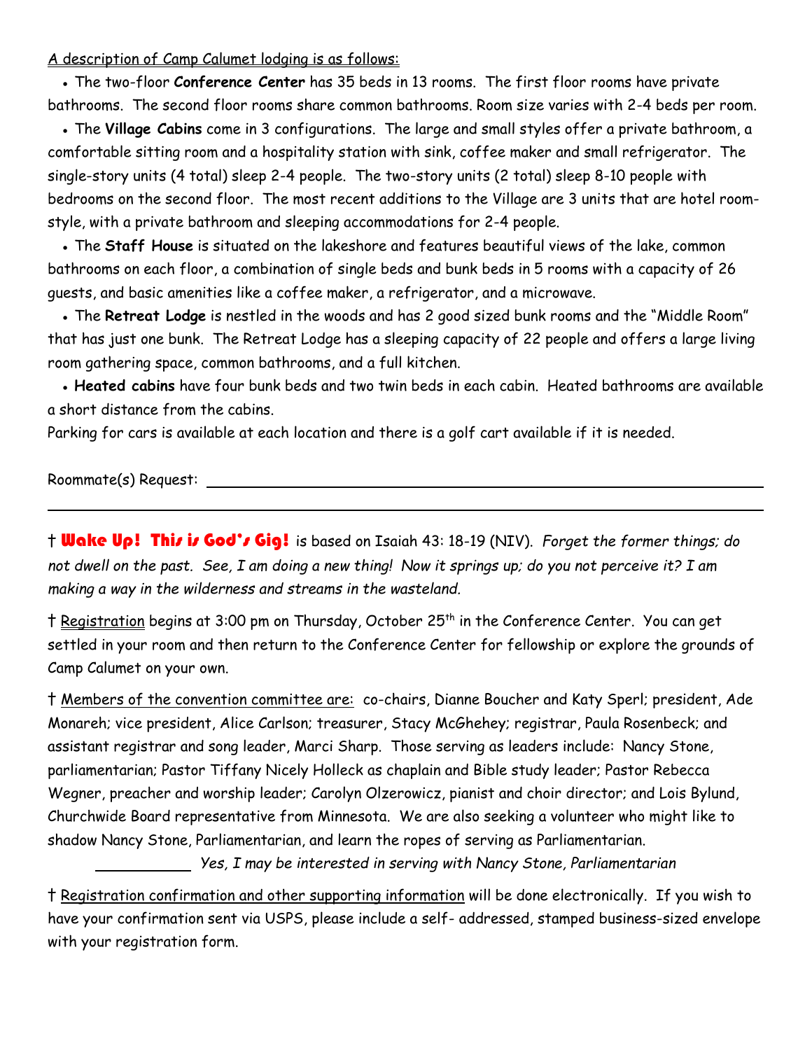A description of Camp Calumet lodging is as follows:

- The two-floor **Conference Center** has 35 beds in 13 rooms. The first floor rooms have private bathrooms. The second floor rooms share common bathrooms. Room size varies with 2-4 beds per room.
- The **Village Cabins** come in 3 configurations. The large and small styles offer a private bathroom, a comfortable sitting room and a hospitality station with sink, coffee maker and small refrigerator. The single-story units (4 total) sleep 2-4 people. The two-story units (2 total) sleep 8-10 people with bedrooms on the second floor. The most recent additions to the Village are 3 units that are hotel room-style, with a private bathroom and sleeping accommodations for 2-4 people.
- The **Staff House** is situated on the lakeshore and features beautiful views of the lake, common bathrooms on each floor, a combination of single beds and bunk beds in 5 rooms with a capacity of 26 guests, and basic amenities like a coffee maker, a refrigerator, and a microwave.
- The **Retreat Lodge** is nestled in the woods and has 2 good sized bunk rooms and the "Middle Room" that has just one bunk. The Retreat Lodge has a sleeping capacity of 22 people and offers a large living room gathering space, common bathrooms, and a full kitchen.
- **Heated cabins** have four bunk beds and two twin beds in each cabin. Heated bathrooms are available a short distance from the cabins.

Parking for cars is available at each location and there is a golf cart available if it is needed.

Roommate(s) Request: ______________________________________________

---

† **Wake Up! This is God's Gig!** is based on Isaiah 43: 18-19 (NIV). *Forget the former things; do not dwell on the past. See, I am doing a new thing! Now it springs up; do you not perceive it? I am making a way in the wilderness and streams in the wasteland.*

† Registration begins at 3:00 pm on Thursday, October 25th in the Conference Center. You can get settled in your room and then return to the Conference Center for fellowship or explore the grounds of Camp Calumet on your own.

† Members of the convention committee are: co-chairs, Dianne Boucher and Katy Sperl; president, Ade Monareh; vice president, Alice Carlson; treasurer, Stacy McGhehey; registrar, Paula Rosenbeck; and assistant registrar and song leader, Marci Sharp. Those serving as leaders include: Nancy Stone, parliamentarian; Pastor Tiffany Nicely Holleck as chaplain and Bible study leader; Pastor Rebecca Wegner, preacher and worship leader; Carolyn Olzerowicz, pianist and choir director; and Lois Bylund, Churchwide Board representative from Minnesota. We are also seeking a volunteer who might like to shadow Nancy Stone, Parliamentarian, and learn the ropes of serving as Parliamentarian.

__________ *Yes, I may be interested in serving with Nancy Stone, Parliamentarian*

† Registration confirmation and other supporting information will be done electronically. If you wish to have your confirmation sent via USPS, please include a self- addressed, stamped business-sized envelope with your registration form.